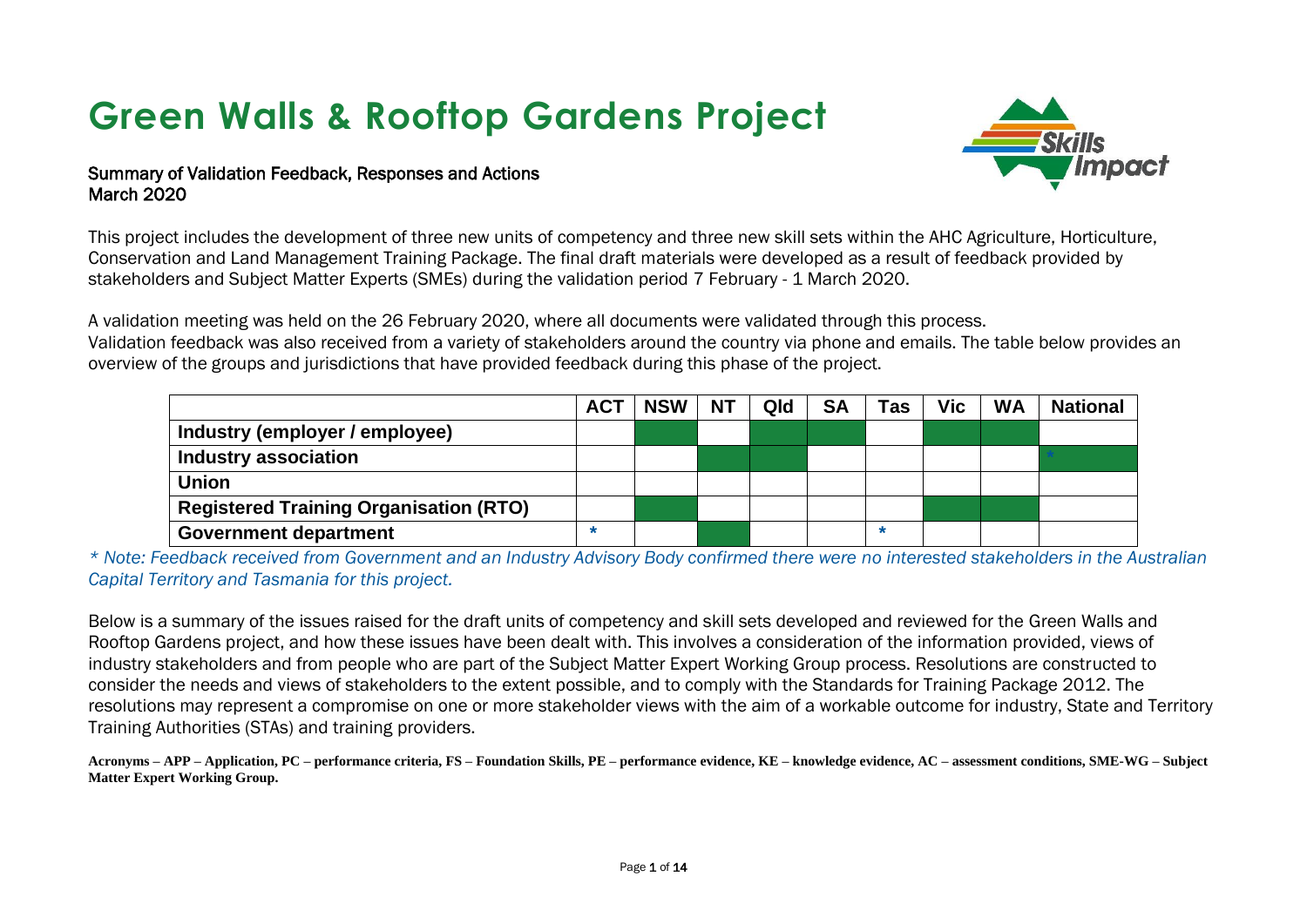# Green Walls & Rooftop Gardens Project

Summary of Validation Feedback, Responses and Actions
March 2020

This project includes the development of three new units of competency and three new skill sets within the AHC Agriculture, Horticulture, Conservation and Land Management Training Package. The final draft materials were developed as a result of feedback provided by stakeholders and Subject Matter Experts (SMEs) during the validation period 7 February - 1 March 2020.

A validation meeting was held on the 26 February 2020, where all documents were validated through this process.
Validation feedback was also received from a variety of stakeholders around the country via phone and emails. The table below provides an overview of the groups and jurisdictions that have provided feedback during this phase of the project.

| | ACT | NSW | NT | Qld | SA | Tas | Vic | WA | National |
|---|---|---|---|---|---|---|---|---|---|
| **Industry (employer / employee)** | | ■ | | ■ | ■ | | ■ | ■ | |
| **Industry association** | | | ■ | ■ | | | | | ■ * |
| **Union** | | | | | | | | | |
| **Registered Training Organisation (RTO)** | | ■ | | | | | ■ | ■ | |
| **Government department** | * | | ■ | | | * | | | |

(■ = shaded cell, indicating feedback received)

*\* Note: Feedback received from Government and an Industry Advisory Body confirmed there were no interested stakeholders in the Australian Capital Territory and Tasmania for this project.*

Below is a summary of the issues raised for the draft units of competency and skill sets developed and reviewed for the Green Walls and Rooftop Gardens project, and how these issues have been dealt with. This involves a consideration of the information provided, views of industry stakeholders and from people who are part of the Subject Matter Expert Working Group process. Resolutions are constructed to consider the needs and views of stakeholders to the extent possible, and to comply with the Standards for Training Package 2012. The resolutions may represent a compromise on one or more stakeholder views with the aim of a workable outcome for industry, State and Territory Training Authorities (STAs) and training providers.

**Acronyms – APP – Application, PC – performance criteria, FS – Foundation Skills, PE – performance evidence, KE – knowledge evidence, AC – assessment conditions, SME-WG – Subject Matter Expert Working Group.**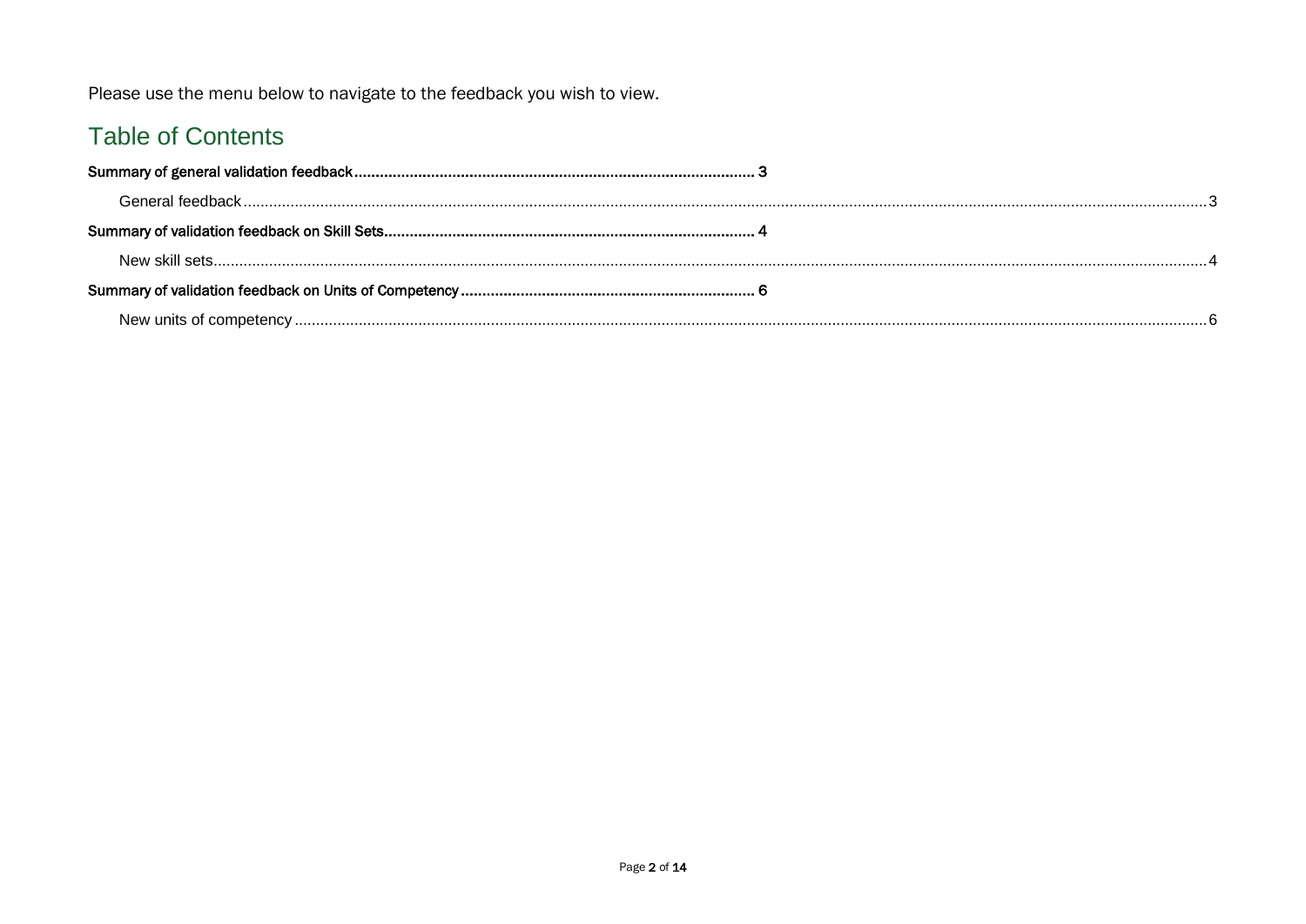Please use the menu below to navigate to the feedback you wish to view.

## Table of Contents

**Summary of general validation feedback** ........ **3**

- General feedback ........ 3

**Summary of validation feedback on Skill Sets** ........ **4**

- New skill sets ........ 4

**Summary of validation feedback on Units of Competency** ........ **6**

- New units of competency ........ 6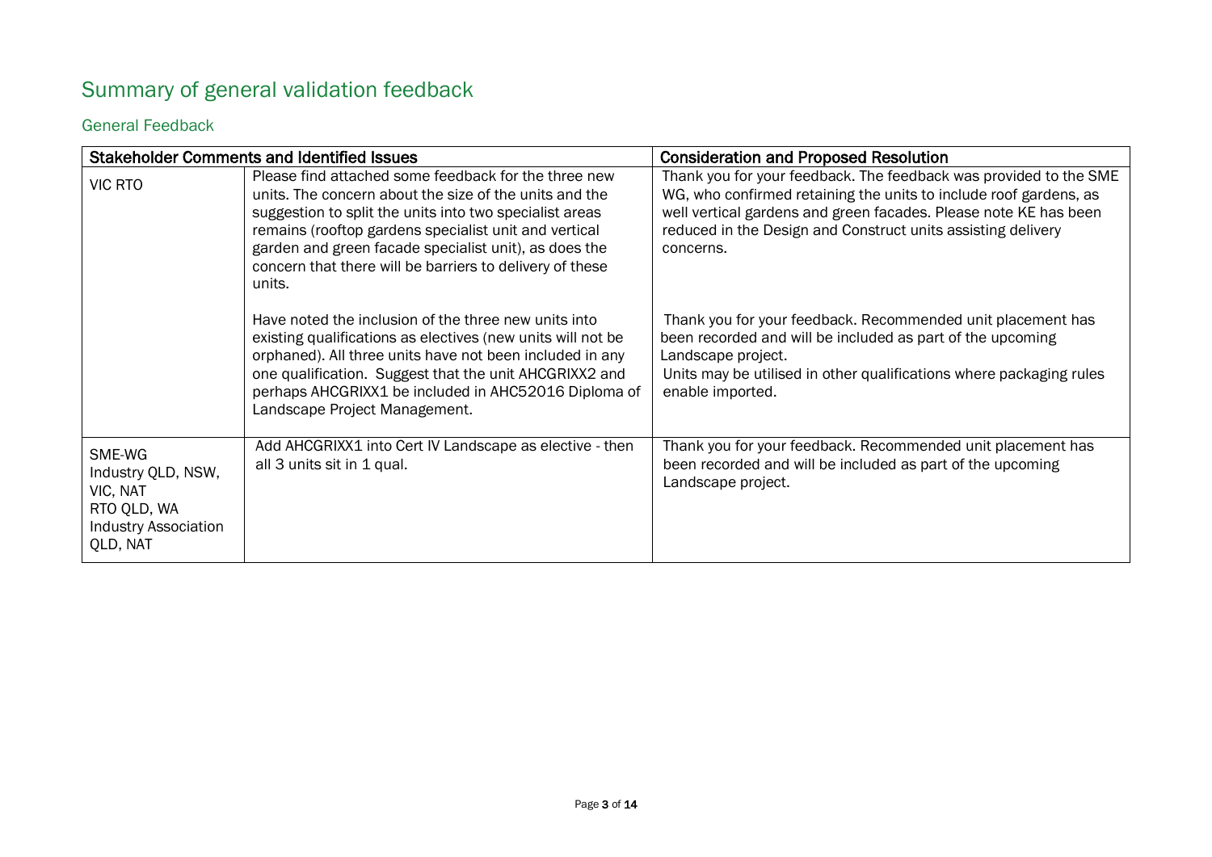# Summary of general validation feedback

## General Feedback

| Stakeholder Comments and Identified Issues | | Consideration and Proposed Resolution |
|---|---|---|
| VIC RTO | Please find attached some feedback for the three new units. The concern about the size of the units and the suggestion to split the units into two specialist areas remains (rooftop gardens specialist unit and vertical garden and green facade specialist unit), as does the concern that there will be barriers to delivery of these units. | Thank you for your feedback. The feedback was provided to the SME WG, who confirmed retaining the units to include roof gardens, as well vertical gardens and green facades. Please note KE has been reduced in the Design and Construct units assisting delivery concerns. |
| | Have noted the inclusion of the three new units into existing qualifications as electives (new units will not be orphaned). All three units have not been included in any one qualification. Suggest that the unit AHCGRIXX2 and perhaps AHCGRIXX1 be included in AHC52016 Diploma of Landscape Project Management. | Thank you for your feedback. Recommended unit placement has been recorded and will be included as part of the upcoming Landscape project.<br>Units may be utilised in other qualifications where packaging rules enable imported. |
| SME-WG<br>Industry QLD, NSW, VIC, NAT<br>RTO QLD, WA<br>Industry Association QLD, NAT | Add AHCGRIXX1 into Cert IV Landscape as elective - then all 3 units sit in 1 qual. | Thank you for your feedback. Recommended unit placement has been recorded and will be included as part of the upcoming Landscape project. |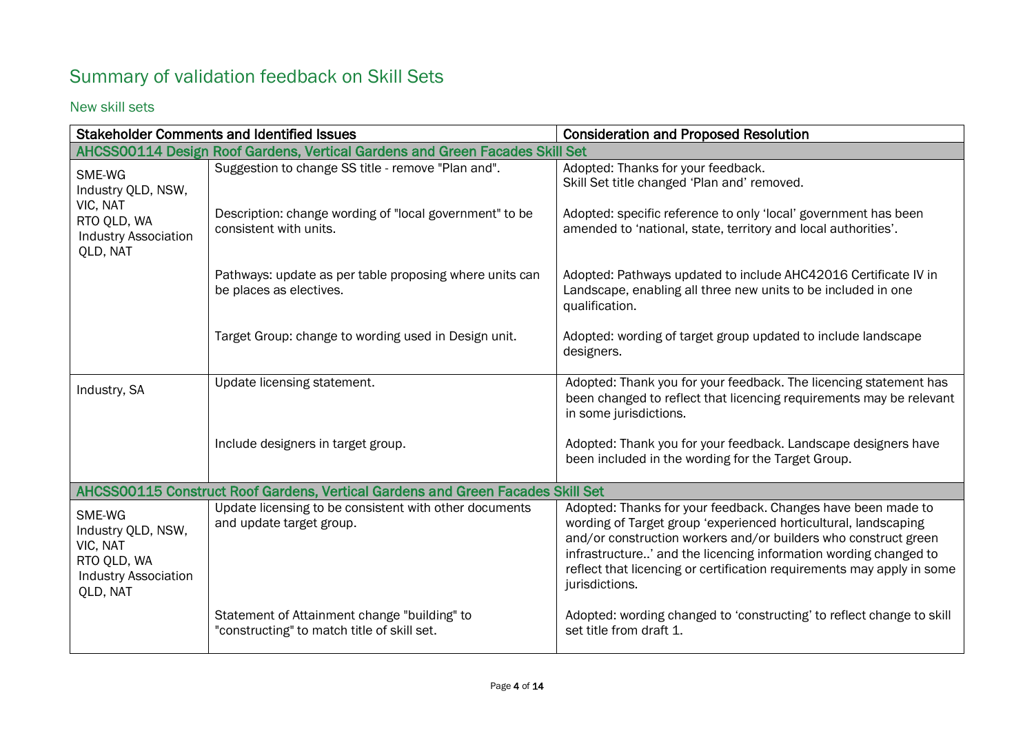# Summary of validation feedback on Skill Sets

## New skill sets

| Stakeholder Comments and Identified Issues | | Consideration and Proposed Resolution |
|---|---|---|
| **AHCSS00114 Design Roof Gardens, Vertical Gardens and Green Facades Skill Set** | | |
| SME-WG<br>Industry QLD, NSW, VIC, NAT<br>RTO QLD, WA<br>Industry Association QLD, NAT | Suggestion to change SS title - remove "Plan and". | Adopted: Thanks for your feedback.<br>Skill Set title changed 'Plan and' removed. |
| | Description: change wording of "local government" to be consistent with units. | Adopted: specific reference to only 'local' government has been amended to 'national, state, territory and local authorities'. |
| | Pathways: update as per table proposing where units can be places as electives. | Adopted: Pathways updated to include AHC42016 Certificate IV in Landscape, enabling all three new units to be included in one qualification. |
| | Target Group: change to wording used in Design unit. | Adopted: wording of target group updated to include landscape designers. |
| Industry, SA | Update licensing statement. | Adopted: Thank you for your feedback. The licencing statement has been changed to reflect that licencing requirements may be relevant in some jurisdictions. |
| | Include designers in target group. | Adopted: Thank you for your feedback. Landscape designers have been included in the wording for the Target Group. |
| **AHCSS00115 Construct Roof Gardens, Vertical Gardens and Green Facades Skill Set** | | |
| SME-WG<br>Industry QLD, NSW, VIC, NAT<br>RTO QLD, WA<br>Industry Association QLD, NAT | Update licensing to be consistent with other documents and update target group. | Adopted: Thanks for your feedback. Changes have been made to wording of Target group 'experienced horticultural, landscaping and/or construction workers and/or builders who construct green infrastructure..' and the licencing information wording changed to reflect that licencing or certification requirements may apply in some jurisdictions. |
| | Statement of Attainment change "building" to "constructing" to match title of skill set. | Adopted: wording changed to 'constructing' to reflect change to skill set title from draft 1. |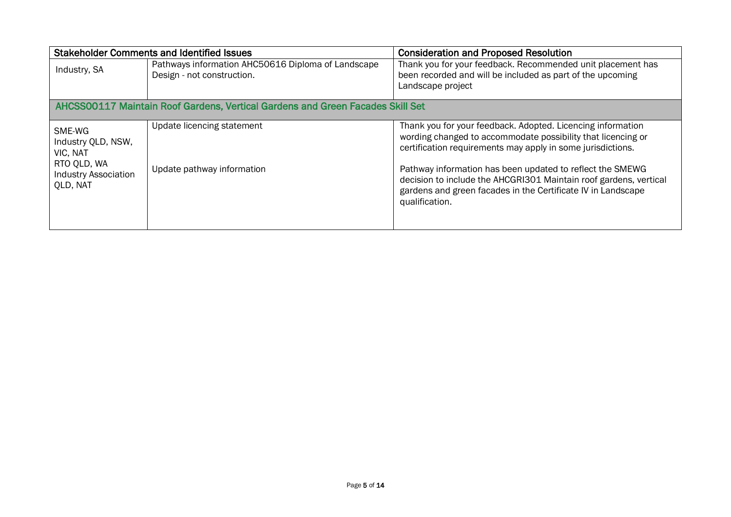| Stakeholder Comments and Identified Issues | | Consideration and Proposed Resolution |
|---|---|---|
| Industry, SA | Pathways information AHC50616 Diploma of Landscape Design - not construction. | Thank you for your feedback. Recommended unit placement has been recorded and will be included as part of the upcoming Landscape project |
| **AHCSS00117 Maintain Roof Gardens, Vertical Gardens and Green Facades Skill Set** | | |
| SME-WG<br>Industry QLD, NSW, VIC, NAT<br>RTO QLD, WA<br>Industry Association QLD, NAT | Update licencing statement<br><br>Update pathway information | Thank you for your feedback. Adopted. Licencing information wording changed to accommodate possibility that licencing or certification requirements may apply in some jurisdictions.<br><br>Pathway information has been updated to reflect the SMEWG decision to include the AHCGRI301 Maintain roof gardens, vertical gardens and green facades in the Certificate IV in Landscape qualification. |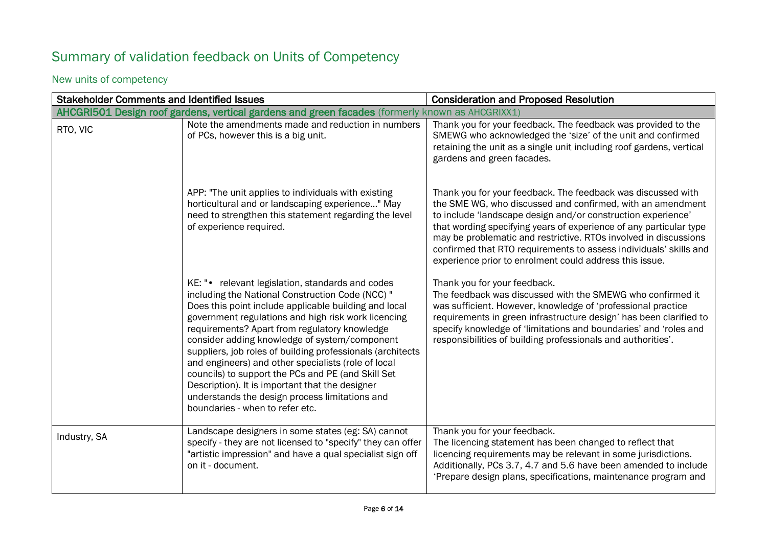# Summary of validation feedback on Units of Competency

## New units of competency

| Stakeholder Comments and Identified Issues | | Consideration and Proposed Resolution |
|---|---|---|
| **AHCGRI501 Design roof gardens, vertical gardens and green facades** (formerly known as AHCGRIXX1) | | |
| RTO, VIC | Note the amendments made and reduction in numbers of PCs, however this is a big unit. | Thank you for your feedback. The feedback was provided to the SMEWG who acknowledged the 'size' of the unit and confirmed retaining the unit as a single unit including roof gardens, vertical gardens and green facades. |
| | APP: "The unit applies to individuals with existing horticultural and or landscaping experience..." May need to strengthen this statement regarding the level of experience required. | Thank you for your feedback. The feedback was discussed with the SME WG, who discussed and confirmed, with an amendment to include 'landscape design and/or construction experience' that wording specifying years of experience of any particular type may be problematic and restrictive. RTOs involved in discussions confirmed that RTO requirements to assess individuals' skills and experience prior to enrolment could address this issue. |
| | KE: "• relevant legislation, standards and codes including the National Construction Code (NCC) " Does this point include applicable building and local government regulations and high risk work licencing requirements? Apart from regulatory knowledge consider adding knowledge of system/component suppliers, job roles of building professionals (architects and engineers) and other specialists (role of local councils) to support the PCs and PE (and Skill Set Description). It is important that the designer understands the design process limitations and boundaries - when to refer etc. | Thank you for your feedback.<br>The feedback was discussed with the SMEWG who confirmed it was sufficient. However, knowledge of 'professional practice requirements in green infrastructure design' has been clarified to specify knowledge of 'limitations and boundaries' and 'roles and responsibilities of building professionals and authorities'. |
| Industry, SA | Landscape designers in some states (eg: SA) cannot specify - they are not licensed to "specify" they can offer "artistic impression" and have a qual specialist sign off on it - document. | Thank you for your feedback.<br>The licencing statement has been changed to reflect that licencing requirements may be relevant in some jurisdictions. Additionally, PCs 3.7, 4.7 and 5.6 have been amended to include 'Prepare design plans, specifications, maintenance program and |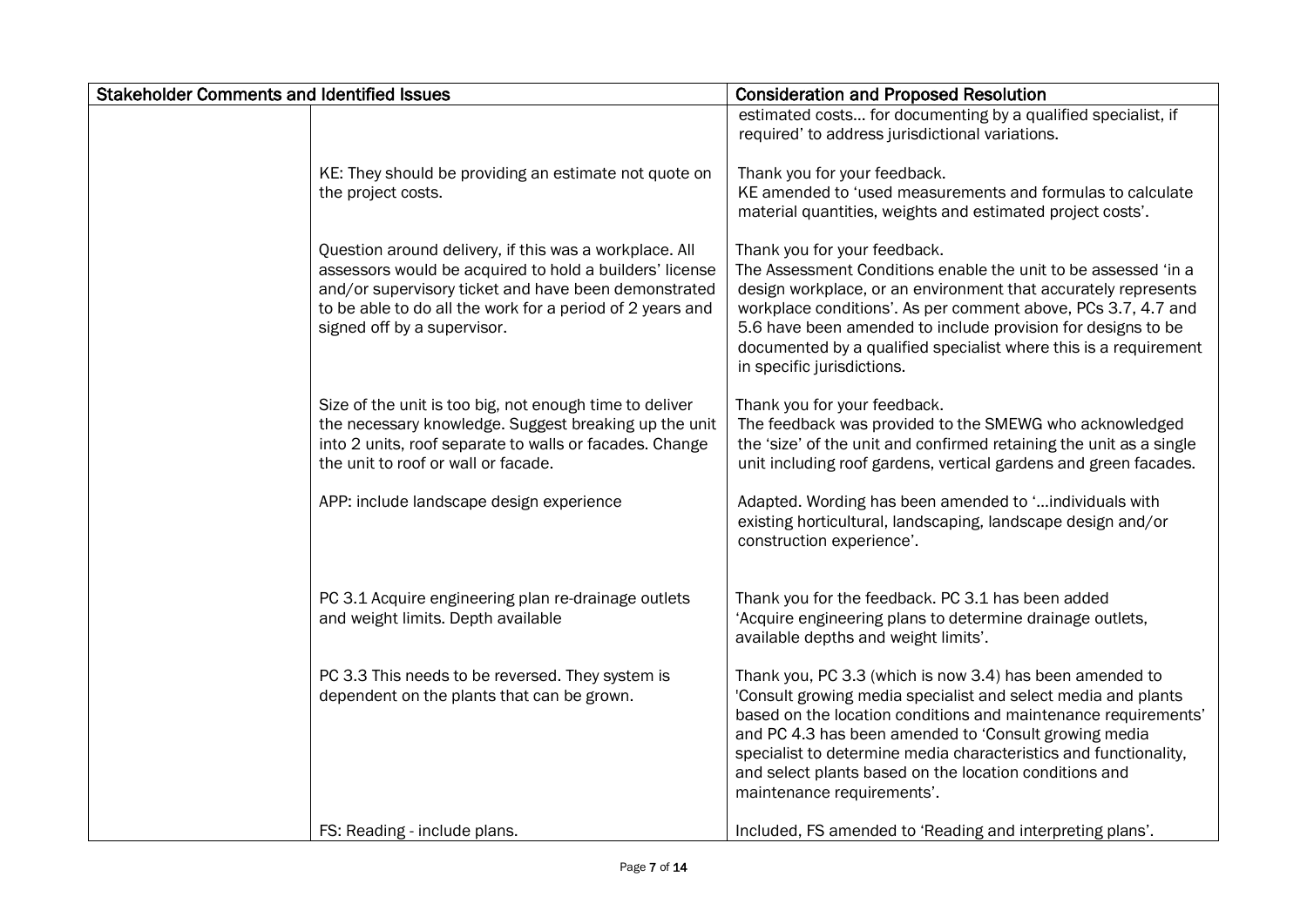| Stakeholder Comments and Identified Issues | | Consideration and Proposed Resolution |
|---|---|---|
| | | estimated costs… for documenting by a qualified specialist, if required' to address jurisdictional variations. |
| | KE: They should be providing an estimate not quote on the project costs. | Thank you for your feedback.<br>KE amended to 'used measurements and formulas to calculate material quantities, weights and estimated project costs'. |
| | Question around delivery, if this was a workplace. All assessors would be acquired to hold a builders' license and/or supervisory ticket and have been demonstrated to be able to do all the work for a period of 2 years and signed off by a supervisor. | Thank you for your feedback.<br>The Assessment Conditions enable the unit to be assessed 'in a design workplace, or an environment that accurately represents workplace conditions'. As per comment above, PCs 3.7, 4.7 and 5.6 have been amended to include provision for designs to be documented by a qualified specialist where this is a requirement in specific jurisdictions. |
| | Size of the unit is too big, not enough time to deliver the necessary knowledge. Suggest breaking up the unit into 2 units, roof separate to walls or facades. Change the unit to roof or wall or facade. | Thank you for your feedback.<br>The feedback was provided to the SMEWG who acknowledged the 'size' of the unit and confirmed retaining the unit as a single unit including roof gardens, vertical gardens and green facades. |
| | APP: include landscape design experience | Adapted. Wording has been amended to '…individuals with existing horticultural, landscaping, landscape design and/or construction experience'. |
| | PC 3.1 Acquire engineering plan re-drainage outlets and weight limits. Depth available | Thank you for the feedback. PC 3.1 has been added 'Acquire engineering plans to determine drainage outlets, available depths and weight limits'. |
| | PC 3.3 This needs to be reversed. They system is dependent on the plants that can be grown. | Thank you, PC 3.3 (which is now 3.4) has been amended to 'Consult growing media specialist and select media and plants based on the location conditions and maintenance requirements' and PC 4.3 has been amended to 'Consult growing media specialist to determine media characteristics and functionality, and select plants based on the location conditions and maintenance requirements'. |
| | FS: Reading - include plans. | Included, FS amended to 'Reading and interpreting plans'. |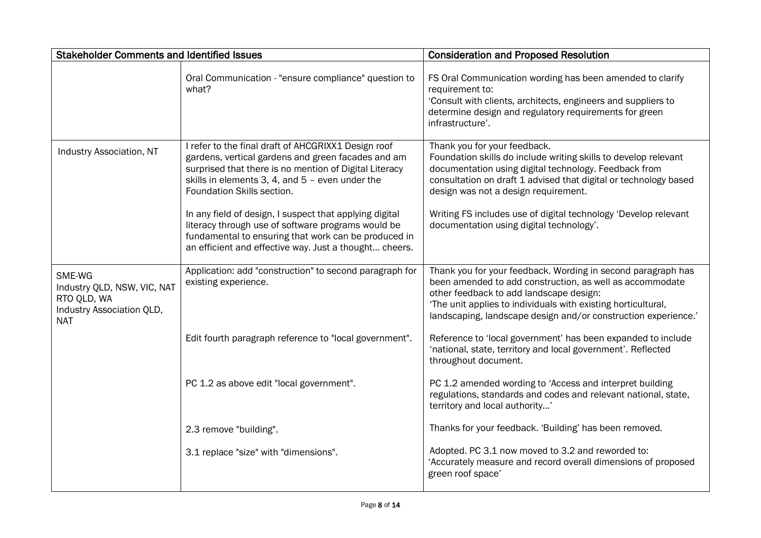| Stakeholder Comments and Identified Issues | | Consideration and Proposed Resolution |
|---|---|---|
| | Oral Communication - "ensure compliance" question to what? | FS Oral Communication wording has been amended to clarify requirement to:<br>'Consult with clients, architects, engineers and suppliers to determine design and regulatory requirements for green infrastructure'. |
| Industry Association, NT | I refer to the final draft of AHCGRIXX1 Design roof gardens, vertical gardens and green facades and am surprised that there is no mention of Digital Literacy skills in elements 3, 4, and 5 – even under the Foundation Skills section.<br><br>In any field of design, I suspect that applying digital literacy through use of software programs would be fundamental to ensuring that work can be produced in an efficient and effective way. Just a thought… cheers. | Thank you for your feedback.<br>Foundation skills do include writing skills to develop relevant documentation using digital technology. Feedback from consultation on draft 1 advised that digital or technology based design was not a design requirement.<br><br>Writing FS includes use of digital technology 'Develop relevant documentation using digital technology'. |
| SME-WG<br>Industry QLD, NSW, VIC, NAT<br>RTO QLD, WA<br>Industry Association QLD, NAT | Application: add "construction" to second paragraph for existing experience. | Thank you for your feedback. Wording in second paragraph has been amended to add construction, as well as accommodate other feedback to add landscape design:<br>'The unit applies to individuals with existing horticultural, landscaping, landscape design and/or construction experience.' |
| | Edit fourth paragraph reference to "local government". | Reference to 'local government' has been expanded to include 'national, state, territory and local government'. Reflected throughout document. |
| | PC 1.2 as above edit "local government". | PC 1.2 amended wording to 'Access and interpret building regulations, standards and codes and relevant national, state, territory and local authority…' |
| | 2.3 remove "building". | Thanks for your feedback. 'Building' has been removed. |
| | 3.1 replace "size" with "dimensions". | Adopted. PC 3.1 now moved to 3.2 and reworded to:<br>'Accurately measure and record overall dimensions of proposed green roof space' |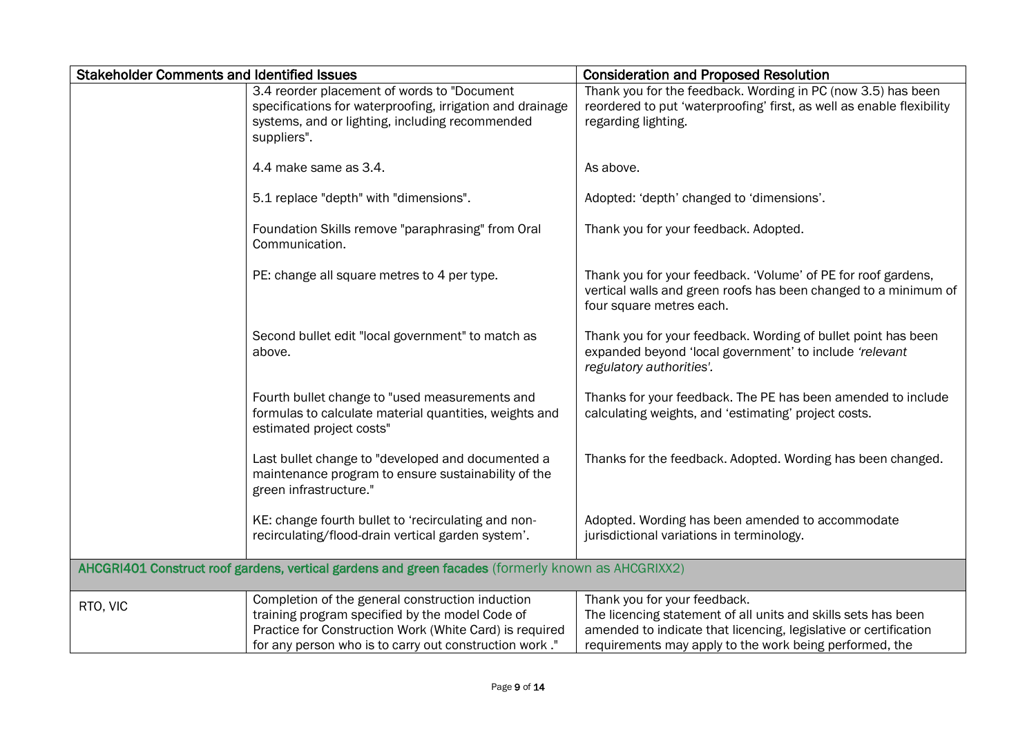| Stakeholder Comments and Identified Issues | | Consideration and Proposed Resolution |
|---|---|---|
| | 3.4 reorder placement of words to "Document specifications for waterproofing, irrigation and drainage systems, and or lighting, including recommended suppliers". | Thank you for the feedback. Wording in PC (now 3.5) has been reordered to put 'waterproofing' first, as well as enable flexibility regarding lighting. |
| | 4.4 make same as 3.4. | As above. |
| | 5.1 replace "depth" with "dimensions". | Adopted: 'depth' changed to 'dimensions'. |
| | Foundation Skills remove "paraphrasing" from Oral Communication. | Thank you for your feedback. Adopted. |
| | PE: change all square metres to 4 per type. | Thank you for your feedback. 'Volume' of PE for roof gardens, vertical walls and green roofs has been changed to a minimum of four square metres each. |
| | Second bullet edit "local government" to match as above. | Thank you for your feedback. Wording of bullet point has been expanded beyond 'local government' to include *'relevant regulatory authorities'.* |
| | Fourth bullet change to "used measurements and formulas to calculate material quantities, weights and estimated project costs" | Thanks for your feedback. The PE has been amended to include calculating weights, and 'estimating' project costs. |
| | Last bullet change to "developed and documented a maintenance program to ensure sustainability of the green infrastructure." | Thanks for the feedback. Adopted. Wording has been changed. |
| | KE: change fourth bullet to 'recirculating and non-recirculating/flood-drain vertical garden system'. | Adopted. Wording has been amended to accommodate jurisdictional variations in terminology. |
| **AHCGRI401 Construct roof gardens, vertical gardens and green facades** (formerly known as AHCGRIXX2) | | |
| RTO, VIC | Completion of the general construction induction training program specified by the model Code of Practice for Construction Work (White Card) is required for any person who is to carry out construction work ." | Thank you for your feedback. The licencing statement of all units and skills sets has been amended to indicate that licencing, legislative or certification requirements may apply to the work being performed, the |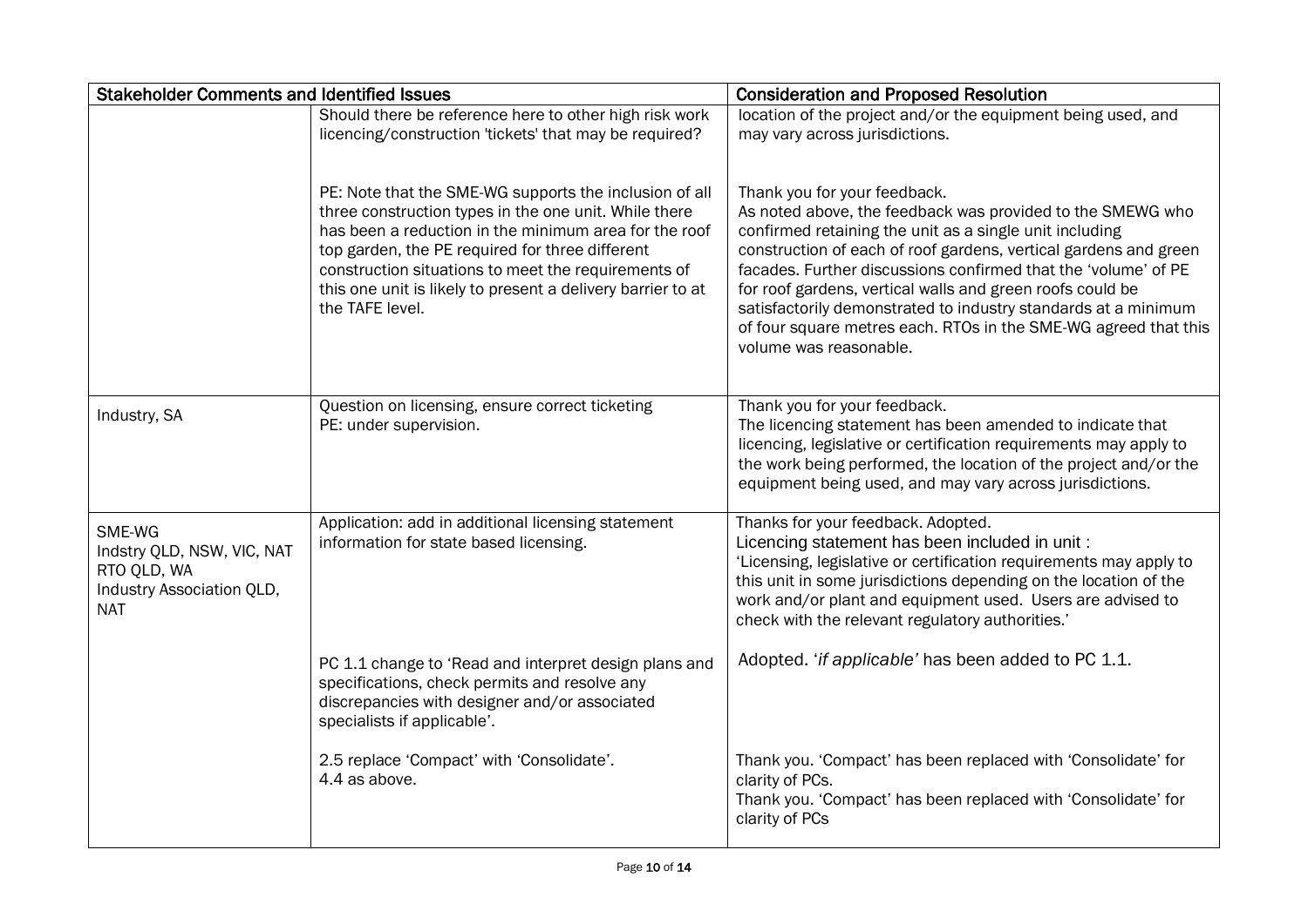| Stakeholder Comments and Identified Issues | | Consideration and Proposed Resolution |
|---|---|---|
| | Should there be reference here to other high risk work licencing/construction 'tickets' that may be required? | location of the project and/or the equipment being used, and may vary across jurisdictions. |
| | PE: Note that the SME-WG supports the inclusion of all three construction types in the one unit. While there has been a reduction in the minimum area for the roof top garden, the PE required for three different construction situations to meet the requirements of this one unit is likely to present a delivery barrier to at the TAFE level. | Thank you for your feedback.<br>As noted above, the feedback was provided to the SMEWG who confirmed retaining the unit as a single unit including construction of each of roof gardens, vertical gardens and green facades. Further discussions confirmed that the 'volume' of PE for roof gardens, vertical walls and green roofs could be satisfactorily demonstrated to industry standards at a minimum of four square metres each. RTOs in the SME-WG agreed that this volume was reasonable. |
| Industry, SA | Question on licensing, ensure correct ticketing<br>PE: under supervision. | Thank you for your feedback.<br>The licencing statement has been amended to indicate that licencing, legislative or certification requirements may apply to the work being performed, the location of the project and/or the equipment being used, and may vary across jurisdictions. |
| SME-WG<br>Indstry QLD, NSW, VIC, NAT<br>RTO QLD, WA<br>Industry Association QLD, NAT | Application: add in additional licensing statement information for state based licensing. | Thanks for your feedback. Adopted.<br>Licencing statement has been included in unit :<br>'Licensing, legislative or certification requirements may apply to this unit in some jurisdictions depending on the location of the work and/or plant and equipment used. Users are advised to check with the relevant regulatory authorities.' |
| | PC 1.1 change to 'Read and interpret design plans and specifications, check permits and resolve any discrepancies with designer and/or associated specialists if applicable'. | Adopted. '*if applicable*' has been added to PC 1.1. |
| | 2.5 replace 'Compact' with 'Consolidate'.<br>4.4 as above. | Thank you. 'Compact' has been replaced with 'Consolidate' for clarity of PCs.<br>Thank you. 'Compact' has been replaced with 'Consolidate' for clarity of PCs |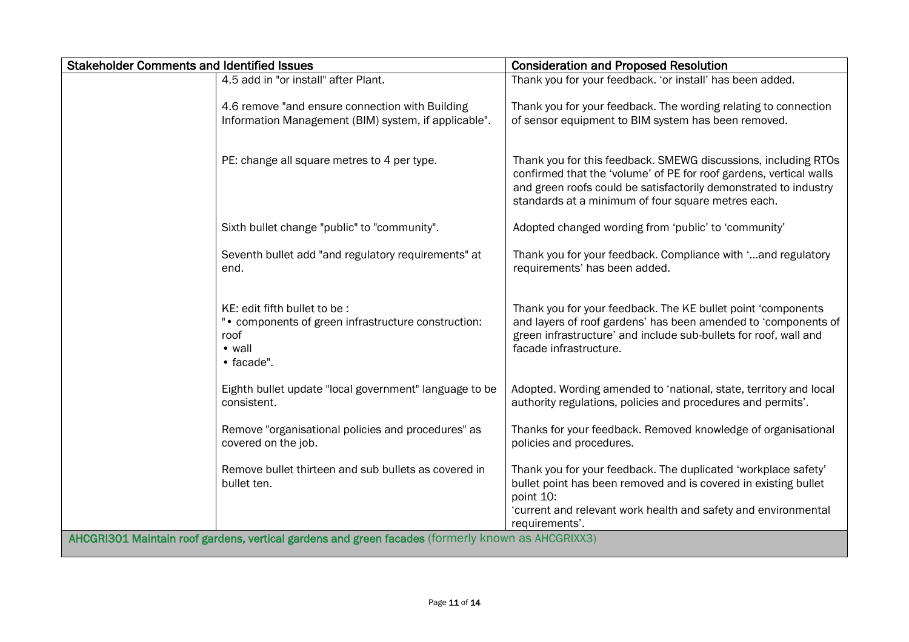| Stakeholder Comments and Identified Issues | | Consideration and Proposed Resolution |
|---|---|---|
| | 4.5 add in "or install" after Plant. | Thank you for your feedback. 'or install' has been added. |
| | 4.6 remove "and ensure connection with Building Information Management (BIM) system, if applicable". | Thank you for your feedback. The wording relating to connection of sensor equipment to BIM system has been removed. |
| | PE: change all square metres to 4 per type. | Thank you for this feedback. SMEWG discussions, including RTOs confirmed that the 'volume' of PE for roof gardens, vertical walls and green roofs could be satisfactorily demonstrated to industry standards at a minimum of four square metres each. |
| | Sixth bullet change "public" to "community". | Adopted changed wording from 'public' to 'community' |
| | Seventh bullet add "and regulatory requirements" at end. | Thank you for your feedback. Compliance with '…and regulatory requirements' has been added. |
| | KE: edit fifth bullet to be : "• components of green infrastructure construction: roof<br>• wall<br>• facade". | Thank you for your feedback. The KE bullet point 'components and layers of roof gardens' has been amended to 'components of green infrastructure' and include sub-bullets for roof, wall and facade infrastructure. |
| | Eighth bullet update "local government" language to be consistent. | Adopted. Wording amended to 'national, state, territory and local authority regulations, policies and procedures and permits'. |
| | Remove "organisational policies and procedures" as covered on the job. | Thanks for your feedback. Removed knowledge of organisational policies and procedures. |
| | Remove bullet thirteen and sub bullets as covered in bullet ten. | Thank you for your feedback. The duplicated 'workplace safety' bullet point has been removed and is covered in existing bullet point 10:<br>'current and relevant work health and safety and environmental requirements'. |
| **AHCGRI301 Maintain roof gardens, vertical gardens and green facades** (formerly known as AHCGRIXX3) | | |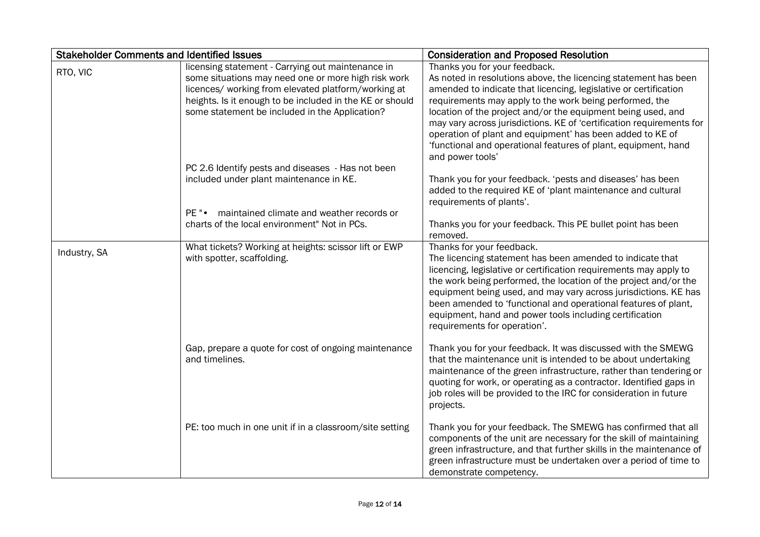| Stakeholder Comments and Identified Issues | | Consideration and Proposed Resolution |
|---|---|---|
| RTO, VIC | licensing statement - Carrying out maintenance in some situations may need one or more high risk work licences/ working from elevated platform/working at heights. Is it enough to be included in the KE or should some statement be included in the Application? | Thanks you for your feedback.<br>As noted in resolutions above, the licencing statement has been amended to indicate that licencing, legislative or certification requirements may apply to the work being performed, the location of the project and/or the equipment being used, and may vary across jurisdictions. KE of 'certification requirements for operation of plant and equipment' has been added to KE of 'functional and operational features of plant, equipment, hand and power tools' |
| | PC 2.6 Identify pests and diseases - Has not been included under plant maintenance in KE. | Thank you for your feedback. 'pests and diseases' has been added to the required KE of 'plant maintenance and cultural requirements of plants'. |
| | PE "• maintained climate and weather records or charts of the local environment" Not in PCs. | Thanks you for your feedback. This PE bullet point has been removed. |
| Industry, SA | What tickets? Working at heights: scissor lift or EWP with spotter, scaffolding. | Thanks for your feedback.<br>The licencing statement has been amended to indicate that licencing, legislative or certification requirements may apply to the work being performed, the location of the project and/or the equipment being used, and may vary across jurisdictions. KE has been amended to 'functional and operational features of plant, equipment, hand and power tools including certification requirements for operation'. |
| | Gap, prepare a quote for cost of ongoing maintenance and timelines. | Thank you for your feedback. It was discussed with the SMEWG that the maintenance unit is intended to be about undertaking maintenance of the green infrastructure, rather than tendering or quoting for work, or operating as a contractor. Identified gaps in job roles will be provided to the IRC for consideration in future projects. |
| | PE: too much in one unit if in a classroom/site setting | Thank you for your feedback. The SMEWG has confirmed that all components of the unit are necessary for the skill of maintaining green infrastructure, and that further skills in the maintenance of green infrastructure must be undertaken over a period of time to demonstrate competency. |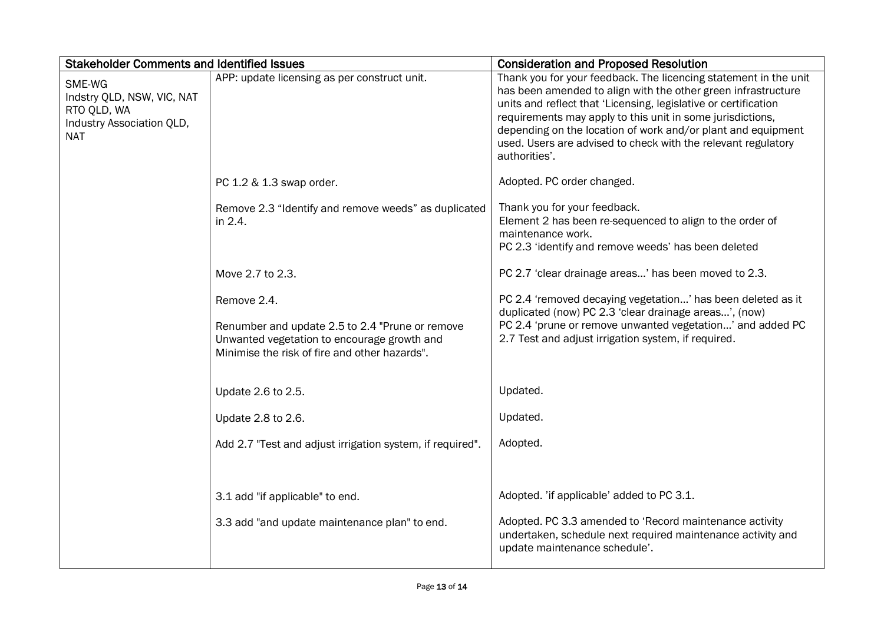| Stakeholder Comments and Identified Issues | | Consideration and Proposed Resolution |
|---|---|---|
| SME-WG<br>Indstry QLD, NSW, VIC, NAT<br>RTO QLD, WA<br>Industry Association QLD, NAT | APP: update licensing as per construct unit. | Thank you for your feedback. The licencing statement in the unit has been amended to align with the other green infrastructure units and reflect that 'Licensing, legislative or certification requirements may apply to this unit in some jurisdictions, depending on the location of work and/or plant and equipment used. Users are advised to check with the relevant regulatory authorities'. |
| | PC 1.2 & 1.3 swap order. | Adopted. PC order changed. |
| | Remove 2.3 "Identify and remove weeds" as duplicated in 2.4. | Thank you for your feedback.<br>Element 2 has been re-sequenced to align to the order of maintenance work.<br>PC 2.3 'identify and remove weeds' has been deleted |
| | Move 2.7 to 2.3. | PC 2.7 'clear drainage areas…' has been moved to 2.3. |
| | Remove 2.4.<br><br>Renumber and update 2.5 to 2.4 "Prune or remove Unwanted vegetation to encourage growth and Minimise the risk of fire and other hazards". | PC 2.4 'removed decaying vegetation…' has been deleted as it duplicated (now) PC 2.3 'clear drainage areas…', (now) PC 2.4 'prune or remove unwanted vegetation…' and added PC 2.7 Test and adjust irrigation system, if required. |
| | Update 2.6 to 2.5. | Updated. |
| | Update 2.8 to 2.6. | Updated. |
| | Add 2.7 "Test and adjust irrigation system, if required". | Adopted. |
| | 3.1 add "if applicable" to end. | Adopted. 'if applicable' added to PC 3.1. |
| | 3.3 add "and update maintenance plan" to end. | Adopted. PC 3.3 amended to 'Record maintenance activity undertaken, schedule next required maintenance activity and update maintenance schedule'. |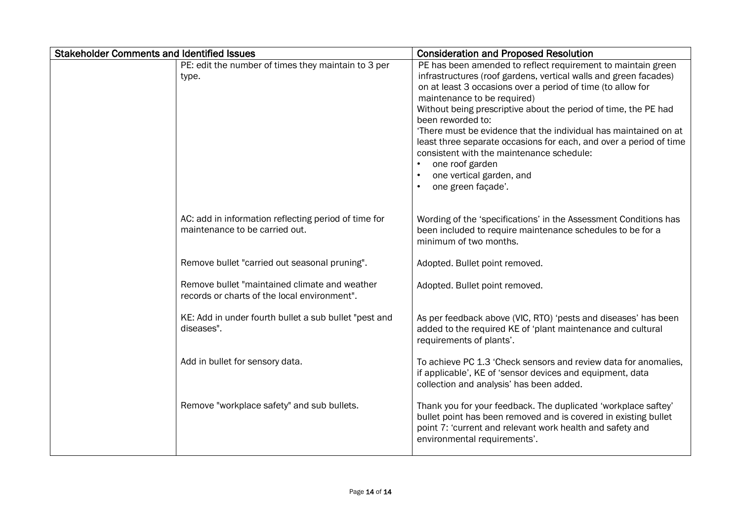| Stakeholder Comments and Identified Issues | | Consideration and Proposed Resolution |
|---|---|---|
| | PE: edit the number of times they maintain to 3 per type. | PE has been amended to reflect requirement to maintain green infrastructures (roof gardens, vertical walls and green facades) on at least 3 occasions over a period of time (to allow for maintenance to be required)<br>Without being prescriptive about the period of time, the PE had been reworded to:<br>'There must be evidence that the individual has maintained on at least three separate occasions for each, and over a period of time consistent with the maintenance schedule:<br>• one roof garden<br>• one vertical garden, and<br>• one green façade'. |
| | AC: add in information reflecting period of time for maintenance to be carried out. | Wording of the 'specifications' in the Assessment Conditions has been included to require maintenance schedules to be for a minimum of two months. |
| | Remove bullet "carried out seasonal pruning". | Adopted. Bullet point removed. |
| | Remove bullet "maintained climate and weather records or charts of the local environment". | Adopted. Bullet point removed. |
| | KE: Add in under fourth bullet a sub bullet "pest and diseases". | As per feedback above (VIC, RTO) 'pests and diseases' has been added to the required KE of 'plant maintenance and cultural requirements of plants'. |
| | Add in bullet for sensory data. | To achieve PC 1.3 'Check sensors and review data for anomalies, if applicable', KE of 'sensor devices and equipment, data collection and analysis' has been added. |
| | Remove "workplace safety" and sub bullets. | Thank you for your feedback. The duplicated 'workplace saftey' bullet point has been removed and is covered in existing bullet point 7: 'current and relevant work health and safety and environmental requirements'. |